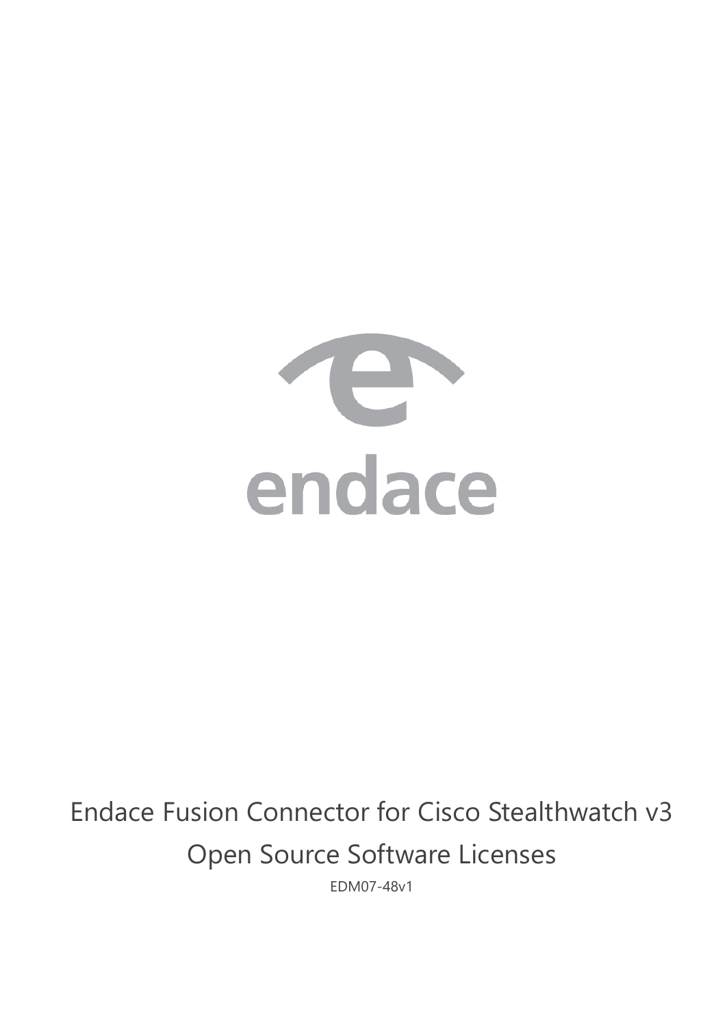endace

# Endace Fusion Connector for Cisco Stealthwatch v3

## Open Source Software Licenses

EDM07-48v1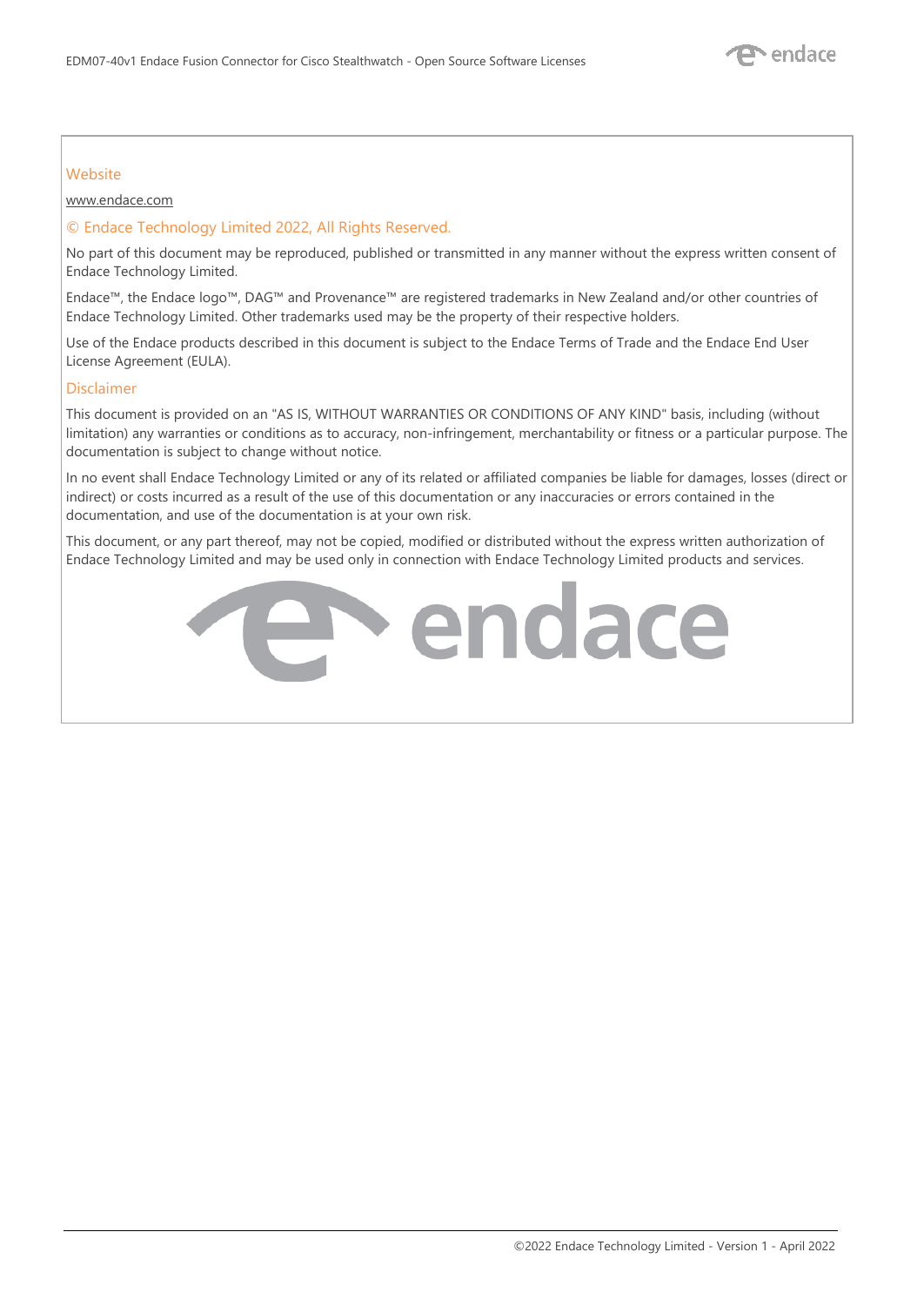## Website

www.endace.com

## © Endace Technology Limited 2022, All Rights Reserved.

No part of this document may be reproduced, published or transmitted in any manner without the express written consent of Endace Technology Limited.

Endace™, the Endace logo™, DAG™ and Provenance™ are registered trademarks in New Zealand and/or other countries of Endace Technology Limited. Other trademarks used may be the property of their respective holders.

Use of the Endace products described in this document is subject to the Endace Terms of Trade and the Endace End User License Agreement (EULA).

## Disclaimer

This document is provided on an "AS IS, WITHOUT WARRANTIES OR CONDITIONS OF ANY KIND" basis, including (without limitation) any warranties or conditions as to accuracy, non-infringement, merchantability or fitness or a particular purpose. The documentation is subject to change without notice.

In no event shall Endace Technology Limited or any of its related or affiliated companies be liable for damages, losses (direct or indirect) or costs incurred as a result of the use of this documentation or any inaccuracies or errors contained in the documentation, and use of the documentation is at your own risk.

This document, or any part thereof, may not be copied, modified or distributed without the express written authorization of Endace Technology Limited and may be used only in connection with Endace Technology Limited products and services.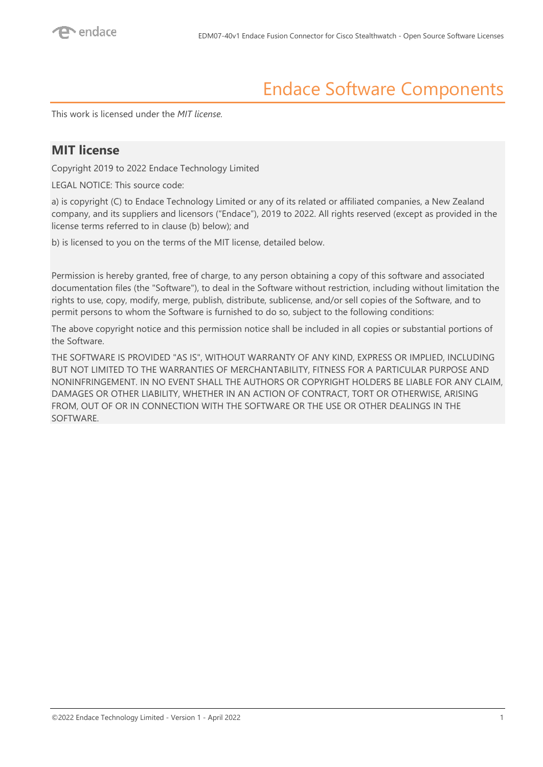# Endace Software Components

This work is licensed under the *MIT license*.

## MIT license

Copyright 2019 to 2022 Endace Technology Limited

LEGAL NOTICE: This source code:

a) is copyright (C) to Endace Technology Limited or any of its related or affiliated companies, a New Zealand company, and its suppliers and licensors ("Endace"), 2019 to 2022. All rights reserved (except as provided in the license terms referred to in clause (b) below); and

b) is licensed to you on the terms of the MIT license, detailed below.

Permission is hereby granted, free of charge, to any person obtaining a copy of this software and associated documentation files (the "Software"), to deal in the Software without restriction, including without limitation the rights to use, copy, modify, merge, publish, distribute, sublicense, and/or sell copies of the Software, and to permit persons to whom the Software is furnished to do so, subject to the following conditions:

The above copyright notice and this permission notice shall be included in all copies or substantial portions of the Software.

THE SOFTWARE IS PROVIDED "AS IS", WITHOUT WARRANTY OF ANY KIND, EXPRESS OR IMPLIED, INCLUDING BUT NOT LIMITED TO THE WARRANTIES OF MERCHANTABILITY, FITNESS FOR A PARTICULAR PURPOSE AND NONINFRINGEMENT. IN NO EVENT SHALL THE AUTHORS OR COPYRIGHT HOLDERS BE LIABLE FOR ANY CLAIM, DAMAGES OR OTHER LIABILITY, WHETHER IN AN ACTION OF CONTRACT, TORT OR OTHERWISE, ARISING FROM, OUT OF OR IN CONNECTION WITH THE SOFTWARE OR THE USE OR OTHER DEALINGS IN THE SOFTWARE.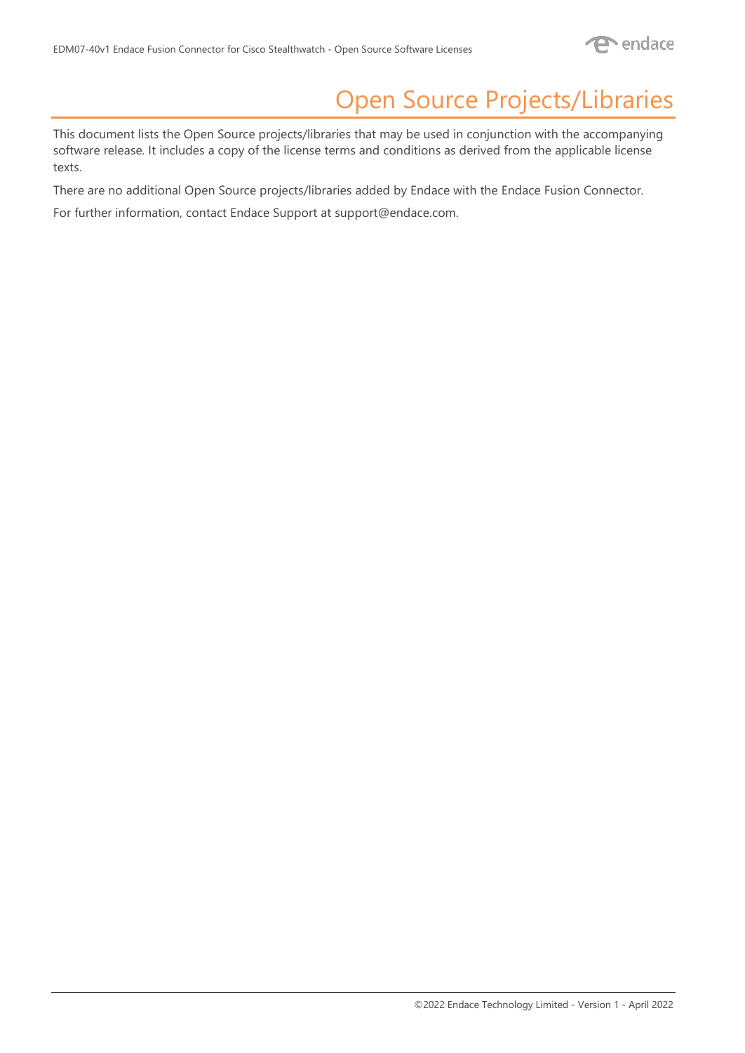# Open Source Projects/Libraries

This document lists the Open Source projects/libraries that may be used in conjunction with the accompanying software release. It includes a copy of the license terms and conditions as derived from the applicable license texts.

There are no additional Open Source projects/libraries added by Endace with the Endace Fusion Connector.

For further information, contact Endace Support at support@endace.com.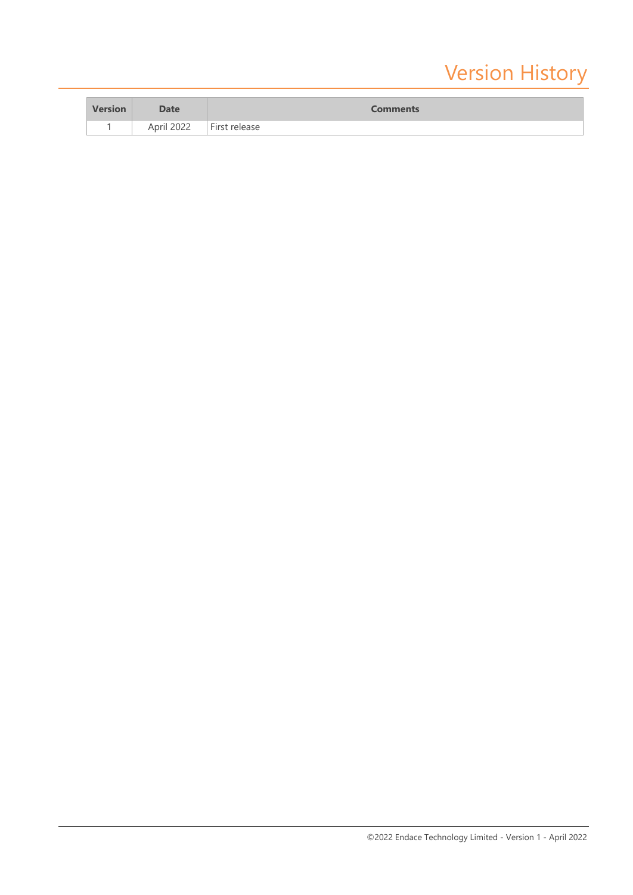# Version History

| Version | Date | Comments |
| --- | --- | --- |
| 1 | April 2022 | First release |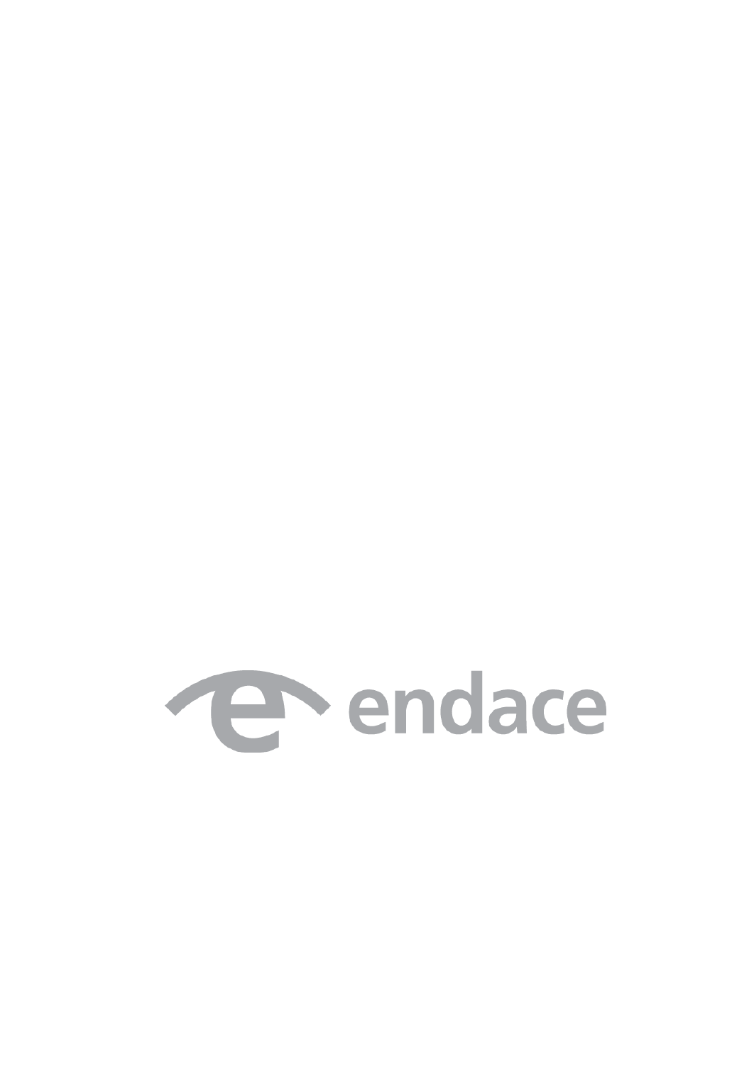endace